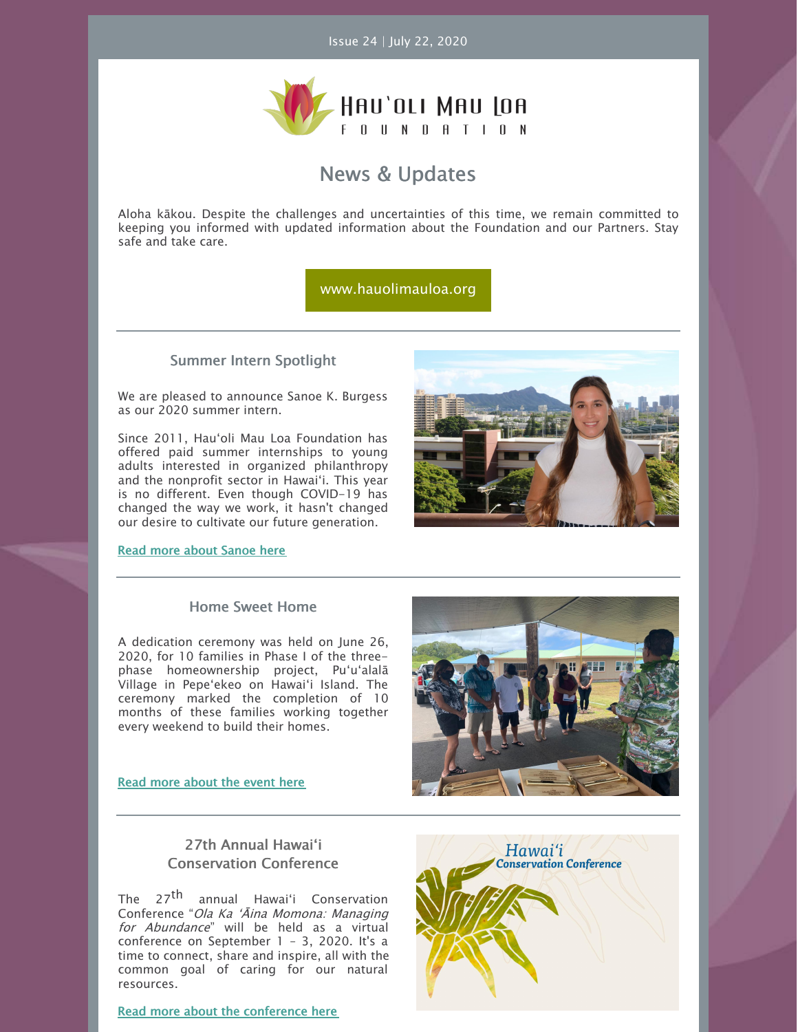Issue 24 | July 22, 2020

Hau'oli Mau Loa Foundation

# News & Updates

Aloha kākou. Despite the challenges and uncertainties of this time, we remain committed to keeping you informed with updated information about the Foundation and our Partners. Stay safe and take care.

www.hauolimauloa.org

## Summer Intern Spotlight

We are pleased to announce Sanoe K. Burgess as our 2020 summer intern.

Since 2011, Hauʻoli Mau Loa Foundation has offered paid summer internships to young adults interested in organized philanthropy and the nonprofit sector in Hawaiʻi. This year is no different. Even though COVID-19 has changed the way we work, it hasn't changed our desire to cultivate our future generation.

Read more about Sanoe here

## Home Sweet Home

A dedication ceremony was held on June 26, 2020, for 10 families in Phase I of the three-phase homeownership project, Puʻuʻalalā Village in Pepeʻekeo on Hawaiʻi Island. The ceremony marked the completion of 10 months of these families working together every weekend to build their homes.

Read more about the event here

## 27th Annual Hawaiʻi Conservation Conference

The 27th annual Hawaiʻi Conservation Conference "*Ola Ka ʻĀina Momona: Managing for Abundance*" will be held as a virtual conference on September 1 - 3, 2020. It's a time to connect, share and inspire, all with the common goal of caring for our natural resources.

Read more about the conference here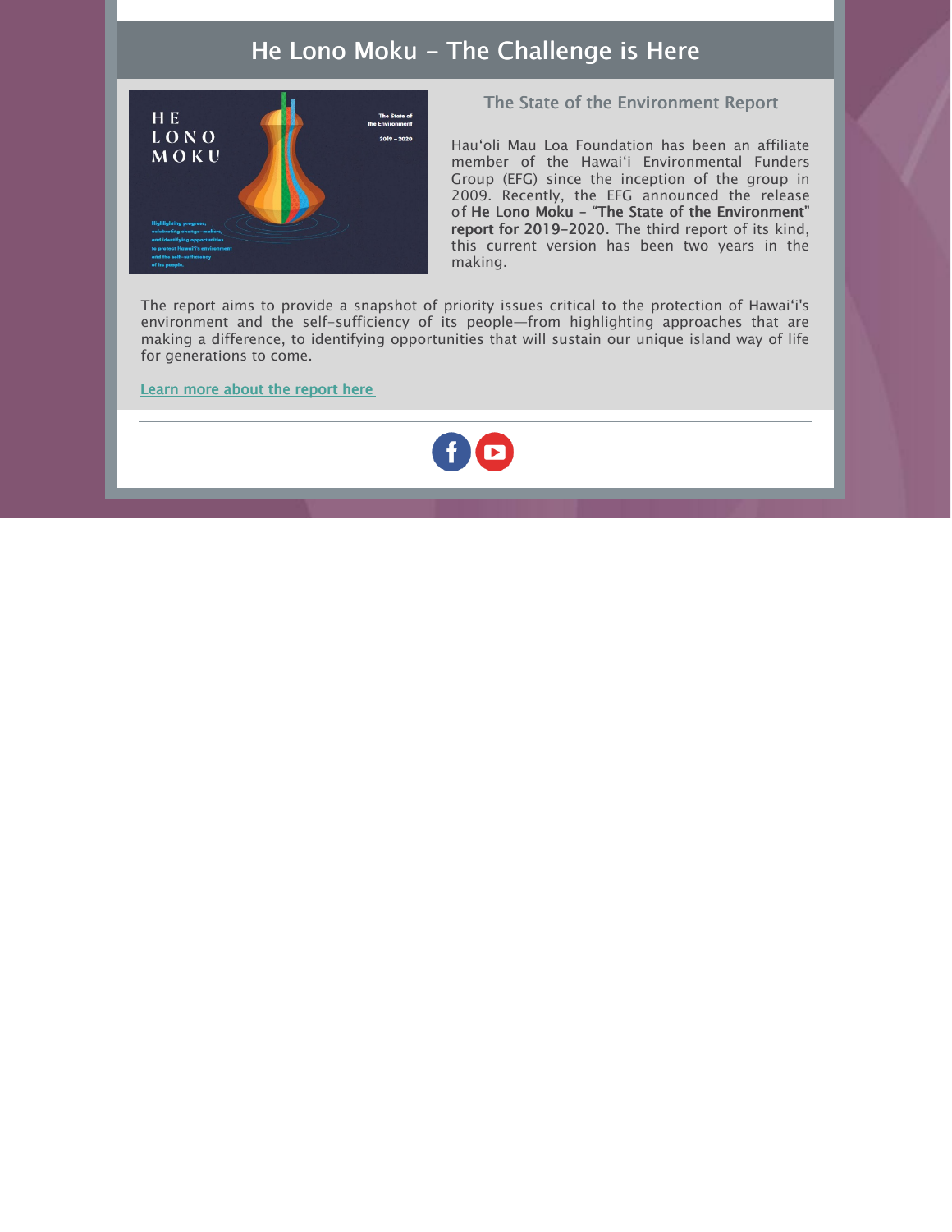## He Lono Moku - The Challenge is Here

### The State of the Environment Report

Hau'oli Mau Loa Foundation has been an affiliate member of the Hawai'i Environmental Funders Group (EFG) since the inception of the group in 2009. Recently, the EFG announced the release of **He Lono Moku - "The State of the Environment" report for 2019-2020**. The third report of its kind, this current version has been two years in the making.

The report aims to provide a snapshot of priority issues critical to the protection of Hawai'i's environment and the self-sufficiency of its people—from highlighting approaches that are making a difference, to identifying opportunities that will sustain our unique island way of life for generations to come.

**Learn more about the report here**